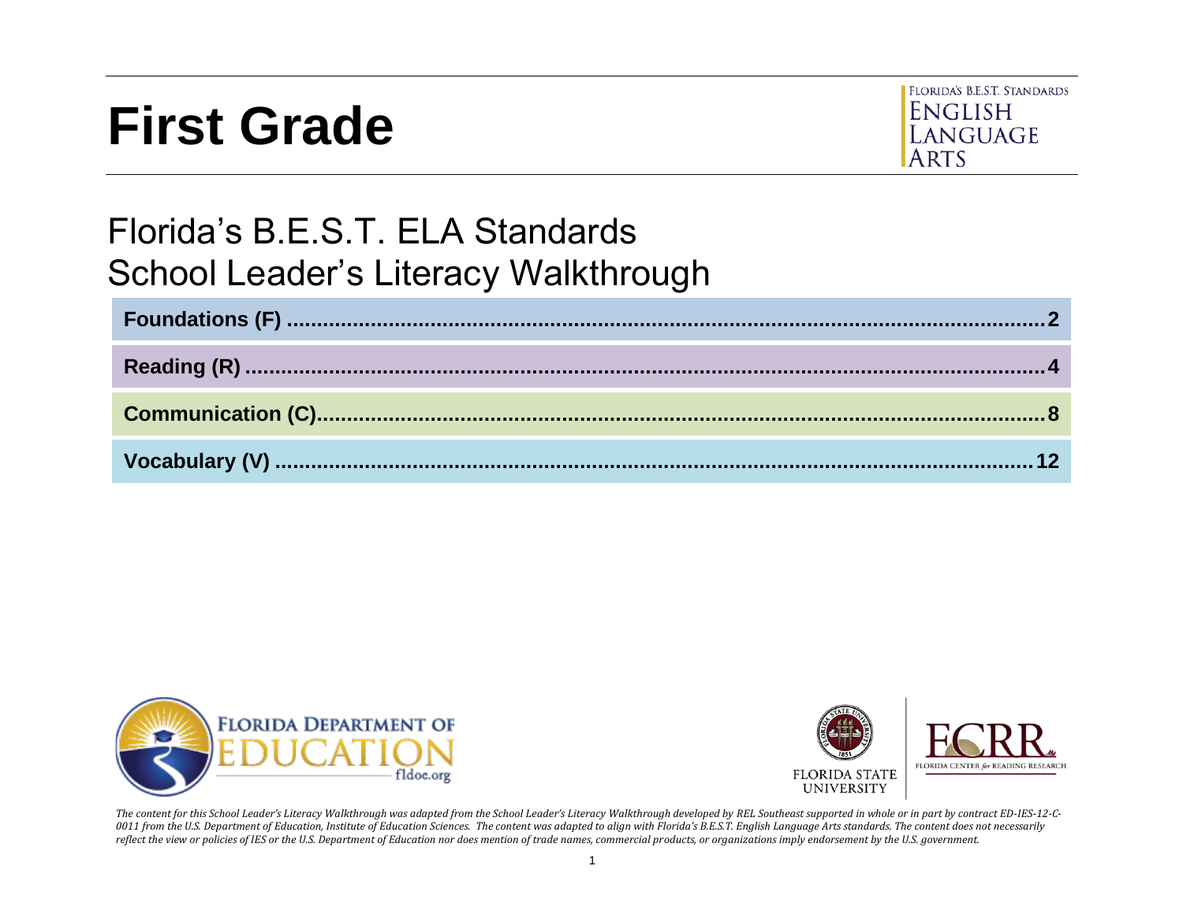# First Grade

FLORIDA'S B.E.S.T. STANDARDS
ENGLISH LANGUAGE ARTS

## Florida's B.E.S.T. ELA Standards
## School Leader's Literacy Walkthrough

| | |
|---|---|
| **Foundations (F)** | **2** |
| **Reading (R)** | **4** |
| **Communication (C)** | **8** |
| **Vocabulary (V)** | **12** |

FLORIDA DEPARTMENT OF EDUCATION fldoe.org

FLORIDA STATE UNIVERSITY

FCRR FLORIDA CENTER *for* READING RESEARCH

*The content for this School Leader's Literacy Walkthrough was adapted from the School Leader's Literacy Walkthrough developed by REL Southeast supported in whole or in part by contract ED-IES-12-C-0011 from the U.S. Department of Education, Institute of Education Sciences. The content was adapted to align with Florida's B.E.S.T. English Language Arts standards. The content does not necessarily reflect the view or policies of IES or the U.S. Department of Education nor does mention of trade names, commercial products, or organizations imply endorsement by the U.S. government.*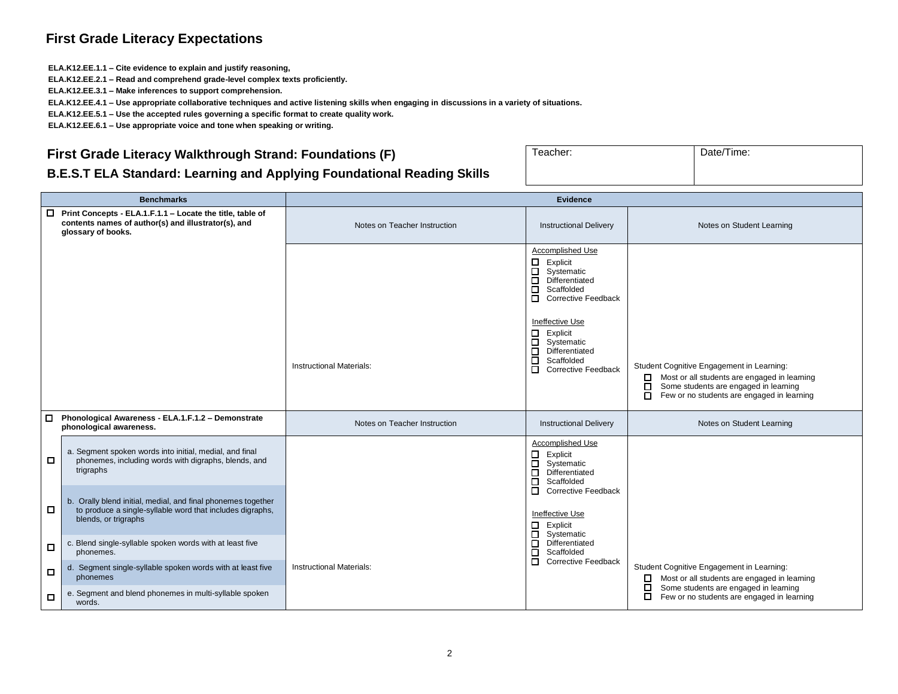## First Grade Literacy Expectations

**ELA.K12.EE.1.1 – Cite evidence to explain and justify reasoning,**
**ELA.K12.EE.2.1 – Read and comprehend grade-level complex texts proficiently.**
**ELA.K12.EE.3.1 – Make inferences to support comprehension.**
**ELA.K12.EE.4.1 – Use appropriate collaborative techniques and active listening skills when engaging in discussions in a variety of situations.**
**ELA.K12.EE.5.1 – Use the accepted rules governing a specific format to create quality work.**
**ELA.K12.EE.6.1 – Use appropriate voice and tone when speaking or writing.**

### First Grade Literacy Walkthrough Strand: Foundations (F)

### B.E.S.T ELA Standard: Learning and Applying Foundational Reading Skills

| Teacher: | Date/Time: |
|---|---|
| | |

| Benchmarks | | Evidence | | |
|---|---|---|---|---|
| ☐ **Print Concepts - ELA.1.F.1.1 – Locate the title, table of contents names of author(s) and illustrator(s), and glossary of books.** | | Notes on Teacher Instruction | Instructional Delivery | Notes on Student Learning |
| | | Instructional Materials: | Accomplished Use<br>☐ Explicit<br>☐ Systematic<br>☐ Differentiated<br>☐ Scaffolded<br>☐ Corrective Feedback<br><br>Ineffective Use<br>☐ Explicit<br>☐ Systematic<br>☐ Differentiated<br>☐ Scaffolded<br>☐ Corrective Feedback | Student Cognitive Engagement in Learning:<br>☐ Most or all students are engaged in learning<br>☐ Some students are engaged in learning<br>☐ Few or no students are engaged in learning |
| ☐ **Phonological Awareness - ELA.1.F.1.2 – Demonstrate phonological awareness.** | | Notes on Teacher Instruction | Instructional Delivery | Notes on Student Learning |
| ☐ | a. Segment spoken words into initial, medial, and final phonemes, including words with digraphs, blends, and trigraphs | Instructional Materials: | Accomplished Use<br>☐ Explicit<br>☐ Systematic<br>☐ Differentiated<br>☐ Scaffolded<br>☐ Corrective Feedback<br><br>Ineffective Use<br>☐ Explicit<br>☐ Systematic<br>☐ Differentiated<br>☐ Scaffolded<br>☐ Corrective Feedback | Student Cognitive Engagement in Learning:<br>☐ Most or all students are engaged in learning<br>☐ Some students are engaged in learning<br>☐ Few or no students are engaged in learning |
| ☐ | b. Orally blend initial, medial, and final phonemes together to produce a single-syllable word that includes digraphs, blends, or trigraphs | | | |
| ☐ | c. Blend single-syllable spoken words with at least five phonemes. | | | |
| ☐ | d. Segment single-syllable spoken words with at least five phonemes | | | |
| ☐ | e. Segment and blend phonemes in multi-syllable spoken words. | | | |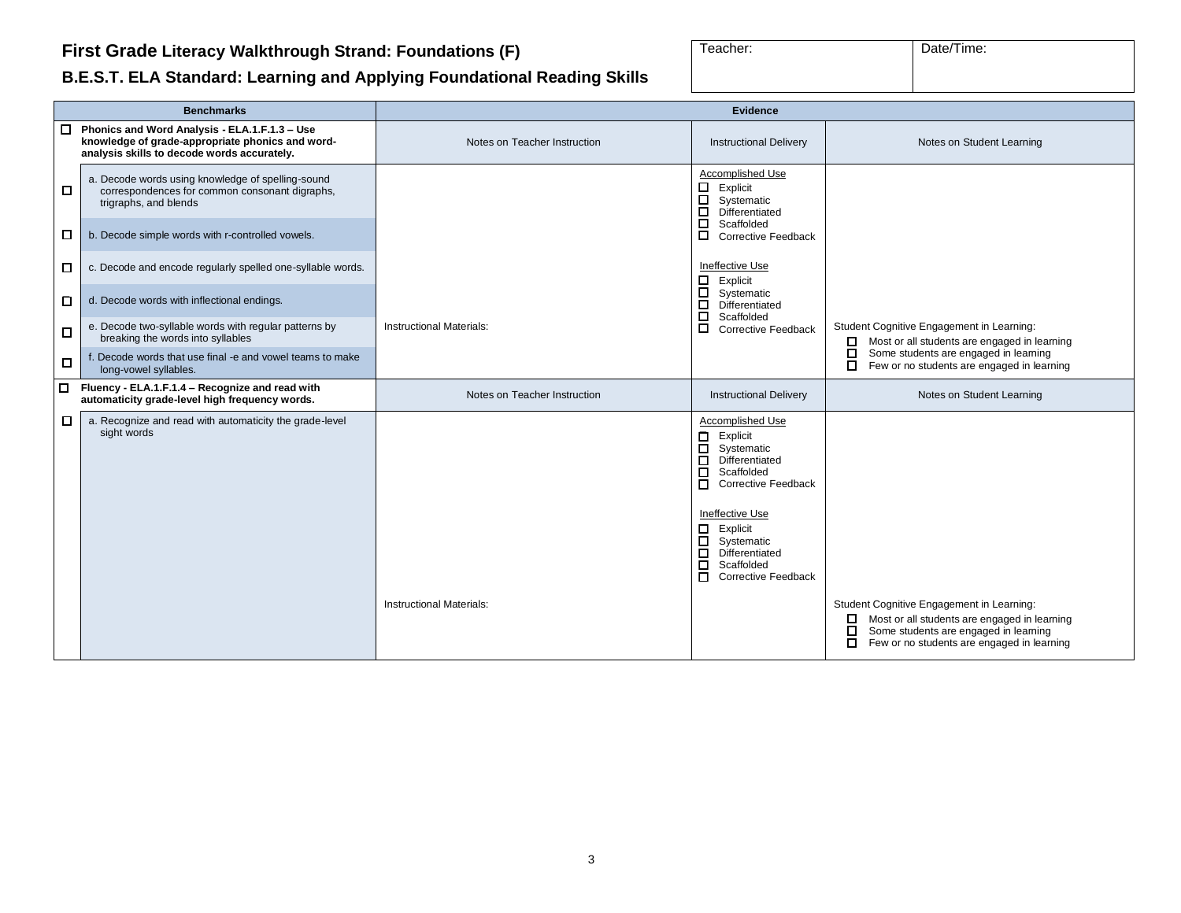# First Grade Literacy Walkthrough Strand: Foundations (F)

## B.E.S.T. ELA Standard: Learning and Applying Foundational Reading Skills

| Teacher: | Date/Time: |
|---|---|
| | |

| Benchmarks | | Evidence | | |
|---|---|---|---|---|
| ☐ | **Phonics and Word Analysis - ELA.1.F.1.3 – Use knowledge of grade-appropriate phonics and word-analysis skills to decode words accurately.** | Notes on Teacher Instruction | Instructional Delivery | Notes on Student Learning |
| ☐ | a. Decode words using knowledge of spelling-sound correspondences for common consonant digraphs, trigraphs, and blends | | Accomplished Use<br>☐ Explicit<br>☐ Systematic<br>☐ Differentiated<br>☐ Scaffolded<br>☐ Corrective Feedback<br><br>Ineffective Use<br>☐ Explicit<br>☐ Systematic<br>☐ Differentiated<br>☐ Scaffolded<br>☐ Corrective Feedback | |
| ☐ | b. Decode simple words with r-controlled vowels. | | | |
| ☐ | c. Decode and encode regularly spelled one-syllable words. | | | |
| ☐ | d. Decode words with inflectional endings. | | | |
| ☐ | e. Decode two-syllable words with regular patterns by breaking the words into syllables | Instructional Materials: | | Student Cognitive Engagement in Learning:<br>☐ Most or all students are engaged in learning<br>☐ Some students are engaged in learning<br>☐ Few or no students are engaged in learning |
| ☐ | f. Decode words that use final -e and vowel teams to make long-vowel syllables. | | | |
| ☐ | **Fluency - ELA.1.F.1.4 – Recognize and read with automaticity grade-level high frequency words.** | Notes on Teacher Instruction | Instructional Delivery | Notes on Student Learning |
| ☐ | a. Recognize and read with automaticity the grade-level sight words | Instructional Materials: | Accomplished Use<br>☐ Explicit<br>☐ Systematic<br>☐ Differentiated<br>☐ Scaffolded<br>☐ Corrective Feedback<br><br>Ineffective Use<br>☐ Explicit<br>☐ Systematic<br>☐ Differentiated<br>☐ Scaffolded<br>☐ Corrective Feedback | Student Cognitive Engagement in Learning:<br>☐ Most or all students are engaged in learning<br>☐ Some students are engaged in learning<br>☐ Few or no students are engaged in learning |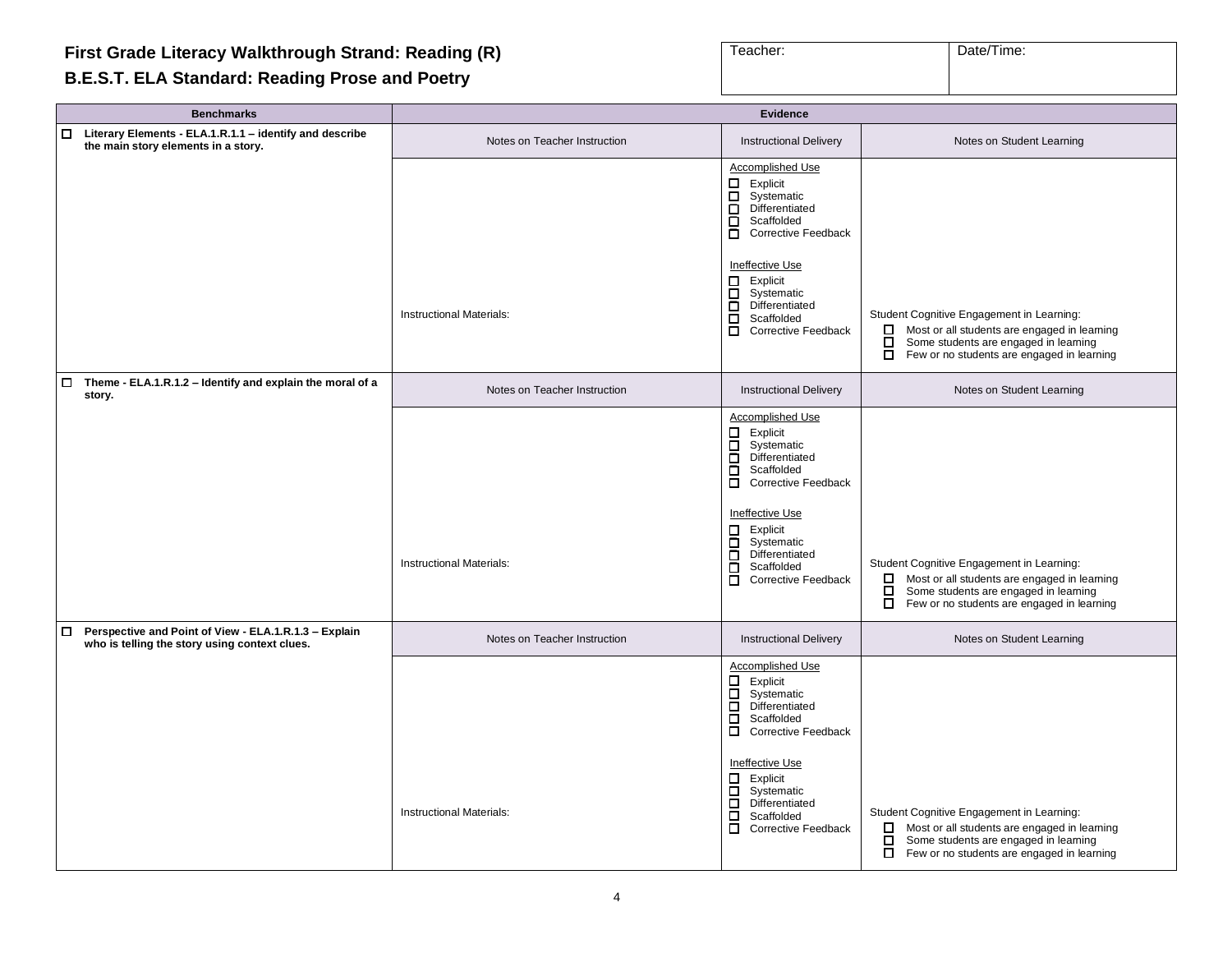## First Grade Literacy Walkthrough Strand: Reading (R)

## B.E.S.T. ELA Standard: Reading Prose and Poetry

| Teacher: | Date/Time: |
|---|---|
| | |

| Benchmarks | Evidence | | |
|---|---|---|---|
| ☐ **Literary Elements - ELA.1.R.1.1 – identify and describe the main story elements in a story.** | Notes on Teacher Instruction | Instructional Delivery | Notes on Student Learning |
| | Instructional Materials: | Accomplished Use<br>☐ Explicit<br>☐ Systematic<br>☐ Differentiated<br>☐ Scaffolded<br>☐ Corrective Feedback<br><br>Ineffective Use<br>☐ Explicit<br>☐ Systematic<br>☐ Differentiated<br>☐ Scaffolded<br>☐ Corrective Feedback | Student Cognitive Engagement in Learning:<br>☐ Most or all students are engaged in learning<br>☐ Some students are engaged in learning<br>☐ Few or no students are engaged in learning |
| ☐ **Theme - ELA.1.R.1.2 – Identify and explain the moral of a story.** | Notes on Teacher Instruction | Instructional Delivery | Notes on Student Learning |
| | Instructional Materials: | Accomplished Use<br>☐ Explicit<br>☐ Systematic<br>☐ Differentiated<br>☐ Scaffolded<br>☐ Corrective Feedback<br><br>Ineffective Use<br>☐ Explicit<br>☐ Systematic<br>☐ Differentiated<br>☐ Scaffolded<br>☐ Corrective Feedback | Student Cognitive Engagement in Learning:<br>☐ Most or all students are engaged in learning<br>☐ Some students are engaged in learning<br>☐ Few or no students are engaged in learning |
| ☐ **Perspective and Point of View - ELA.1.R.1.3 – Explain who is telling the story using context clues.** | Notes on Teacher Instruction | Instructional Delivery | Notes on Student Learning |
| | Instructional Materials: | Accomplished Use<br>☐ Explicit<br>☐ Systematic<br>☐ Differentiated<br>☐ Scaffolded<br>☐ Corrective Feedback<br><br>Ineffective Use<br>☐ Explicit<br>☐ Systematic<br>☐ Differentiated<br>☐ Scaffolded<br>☐ Corrective Feedback | Student Cognitive Engagement in Learning:<br>☐ Most or all students are engaged in learning<br>☐ Some students are engaged in learning<br>☐ Few or no students are engaged in learning |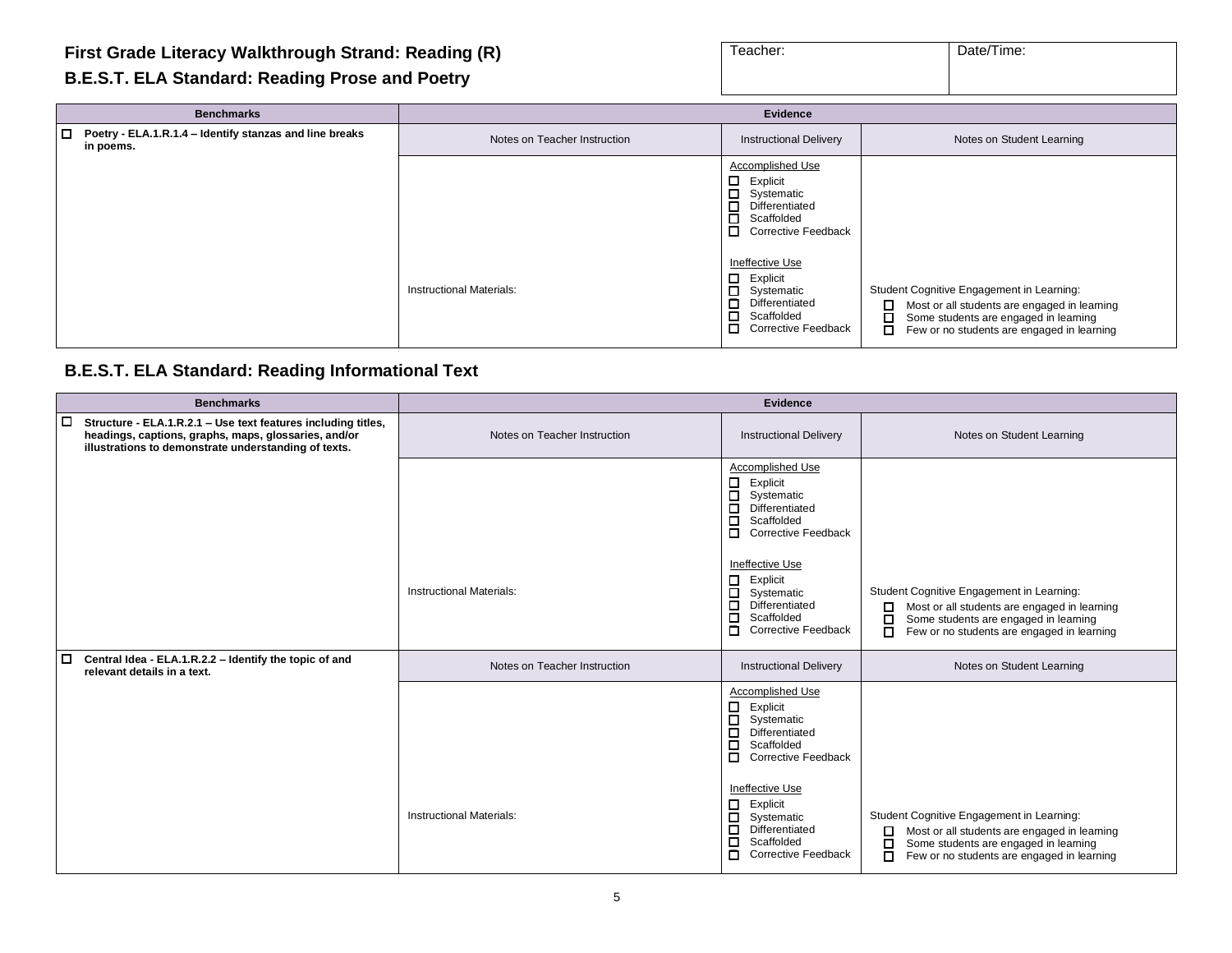## First Grade Literacy Walkthrough Strand: Reading (R)

### B.E.S.T. ELA Standard: Reading Prose and Poetry

| Teacher: | Date/Time: |
|---|---|
| | |

| Benchmarks | Evidence | | |
|---|---|---|---|
| ☐ **Poetry - ELA.1.R.1.4 – Identify stanzas and line breaks in poems.** | Notes on Teacher Instruction | Instructional Delivery | Notes on Student Learning |
| | Instructional Materials: | Accomplished Use<br>☐ Explicit<br>☐ Systematic<br>☐ Differentiated<br>☐ Scaffolded<br>☐ Corrective Feedback<br><br>Ineffective Use<br>☐ Explicit<br>☐ Systematic<br>☐ Differentiated<br>☐ Scaffolded<br>☐ Corrective Feedback | Student Cognitive Engagement in Learning:<br>☐ Most or all students are engaged in learning<br>☐ Some students are engaged in learning<br>☐ Few or no students are engaged in learning |

### B.E.S.T. ELA Standard: Reading Informational Text

| Benchmarks | Evidence | | |
|---|---|---|---|
| ☐ **Structure - ELA.1.R.2.1 – Use text features including titles, headings, captions, graphs, maps, glossaries, and/or illustrations to demonstrate understanding of texts.** | Notes on Teacher Instruction | Instructional Delivery | Notes on Student Learning |
| | Instructional Materials: | Accomplished Use<br>☐ Explicit<br>☐ Systematic<br>☐ Differentiated<br>☐ Scaffolded<br>☐ Corrective Feedback<br><br>Ineffective Use<br>☐ Explicit<br>☐ Systematic<br>☐ Differentiated<br>☐ Scaffolded<br>☐ Corrective Feedback | Student Cognitive Engagement in Learning:<br>☐ Most or all students are engaged in learning<br>☐ Some students are engaged in learning<br>☐ Few or no students are engaged in learning |
| ☐ **Central Idea - ELA.1.R.2.2 – Identify the topic of and relevant details in a text.** | Notes on Teacher Instruction | Instructional Delivery | Notes on Student Learning |
| | Instructional Materials: | Accomplished Use<br>☐ Explicit<br>☐ Systematic<br>☐ Differentiated<br>☐ Scaffolded<br>☐ Corrective Feedback<br><br>Ineffective Use<br>☐ Explicit<br>☐ Systematic<br>☐ Differentiated<br>☐ Scaffolded<br>☐ Corrective Feedback | Student Cognitive Engagement in Learning:<br>☐ Most or all students are engaged in learning<br>☐ Some students are engaged in learning<br>☐ Few or no students are engaged in learning |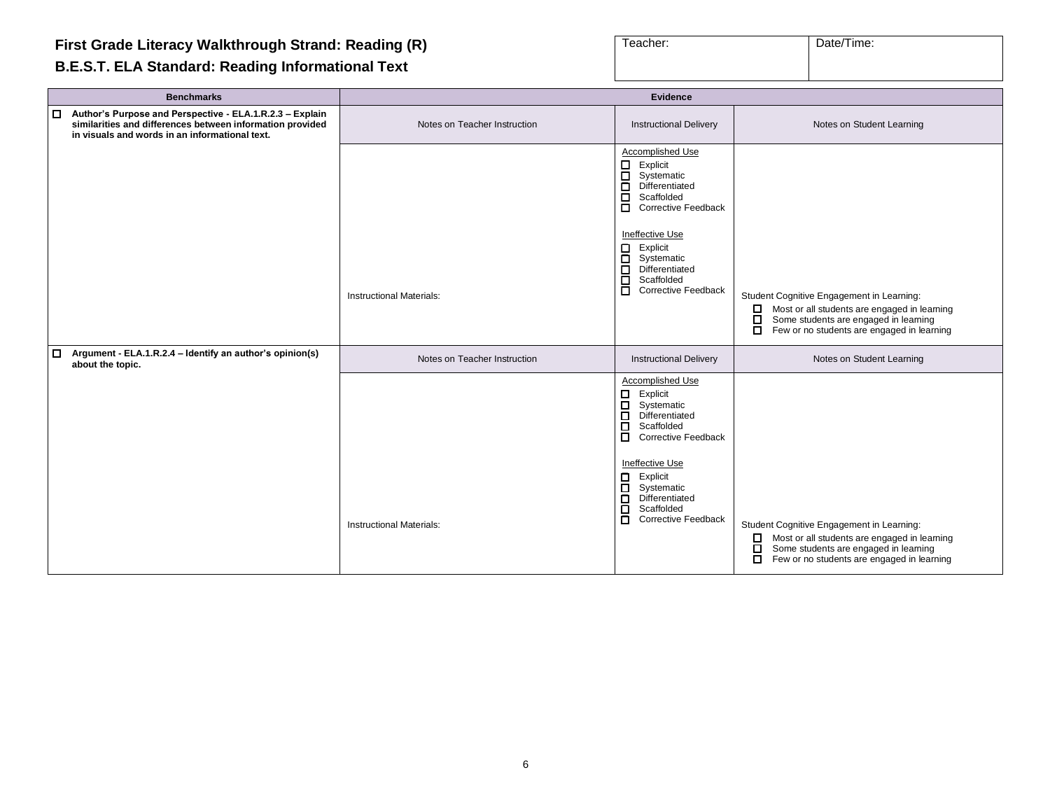**First Grade Literacy Walkthrough Strand: Reading (R)**

**B.E.S.T. ELA Standard: Reading Informational Text**

| Teacher: | Date/Time: |
|---|---|
| | |

| Benchmarks | Evidence | | |
|---|---|---|---|
| ☐ **Author's Purpose and Perspective - ELA.1.R.2.3 – Explain similarities and differences between information provided in visuals and words in an informational text.** | Notes on Teacher Instruction | Instructional Delivery | Notes on Student Learning |
| | Instructional Materials: | Accomplished Use<br>☐ Explicit<br>☐ Systematic<br>☐ Differentiated<br>☐ Scaffolded<br>☐ Corrective Feedback<br><br>Ineffective Use<br>☐ Explicit<br>☐ Systematic<br>☐ Differentiated<br>☐ Scaffolded<br>☐ Corrective Feedback | Student Cognitive Engagement in Learning:<br>☐ Most or all students are engaged in learning<br>☐ Some students are engaged in learning<br>☐ Few or no students are engaged in learning |
| ☐ **Argument - ELA.1.R.2.4 – Identify an author's opinion(s) about the topic.** | Notes on Teacher Instruction | Instructional Delivery | Notes on Student Learning |
| | Instructional Materials: | Accomplished Use<br>☐ Explicit<br>☐ Systematic<br>☐ Differentiated<br>☐ Scaffolded<br>☐ Corrective Feedback<br><br>Ineffective Use<br>☐ Explicit<br>☐ Systematic<br>☐ Differentiated<br>☐ Scaffolded<br>☐ Corrective Feedback | Student Cognitive Engagement in Learning:<br>☐ Most or all students are engaged in learning<br>☐ Some students are engaged in learning<br>☐ Few or no students are engaged in learning |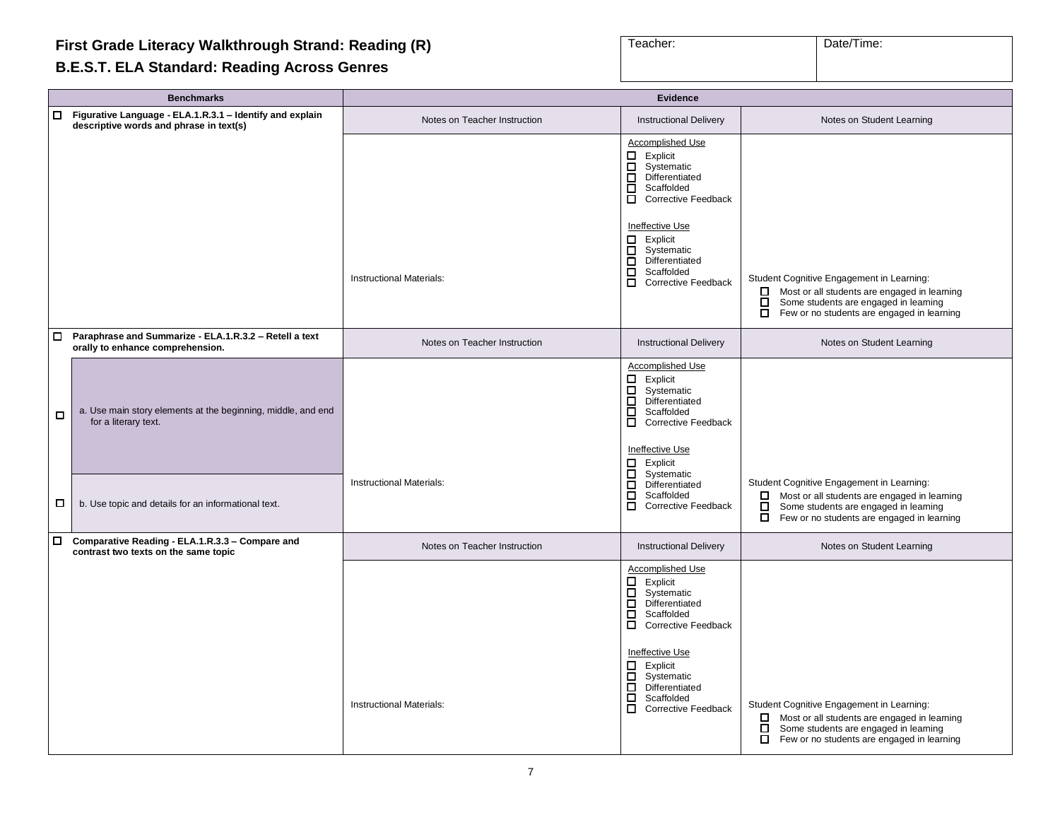# First Grade Literacy Walkthrough Strand: Reading (R)

## B.E.S.T. ELA Standard: Reading Across Genres

| Teacher: | Date/Time: |
|---|---|
| | |

| Benchmarks | Evidence | | |
|---|---|---|---|
| ☐ **Figurative Language - ELA.1.R.3.1 – Identify and explain descriptive words and phrase in text(s)** | Notes on Teacher Instruction | Instructional Delivery | Notes on Student Learning |
| | Instructional Materials: | Accomplished Use<br>☐ Explicit<br>☐ Systematic<br>☐ Differentiated<br>☐ Scaffolded<br>☐ Corrective Feedback<br><br>Ineffective Use<br>☐ Explicit<br>☐ Systematic<br>☐ Differentiated<br>☐ Scaffolded<br>☐ Corrective Feedback | Student Cognitive Engagement in Learning:<br>☐ Most or all students are engaged in learning<br>☐ Some students are engaged in learning<br>☐ Few or no students are engaged in learning |
| ☐ **Paraphrase and Summarize - ELA.1.R.3.2 – Retell a text orally to enhance comprehension.** | Notes on Teacher Instruction | Instructional Delivery | Notes on Student Learning |
| ☐ a. Use main story elements at the beginning, middle, and end for a literary text.<br><br>☐ b. Use topic and details for an informational text. | Instructional Materials: | Accomplished Use<br>☐ Explicit<br>☐ Systematic<br>☐ Differentiated<br>☐ Scaffolded<br>☐ Corrective Feedback<br><br>Ineffective Use<br>☐ Explicit<br>☐ Systematic<br>☐ Differentiated<br>☐ Scaffolded<br>☐ Corrective Feedback | Student Cognitive Engagement in Learning:<br>☐ Most or all students are engaged in learning<br>☐ Some students are engaged in learning<br>☐ Few or no students are engaged in learning |
| ☐ **Comparative Reading - ELA.1.R.3.3 – Compare and contrast two texts on the same topic** | Notes on Teacher Instruction | Instructional Delivery | Notes on Student Learning |
| | Instructional Materials: | Accomplished Use<br>☐ Explicit<br>☐ Systematic<br>☐ Differentiated<br>☐ Scaffolded<br>☐ Corrective Feedback<br><br>Ineffective Use<br>☐ Explicit<br>☐ Systematic<br>☐ Differentiated<br>☐ Scaffolded<br>☐ Corrective Feedback | Student Cognitive Engagement in Learning:<br>☐ Most or all students are engaged in learning<br>☐ Some students are engaged in learning<br>☐ Few or no students are engaged in learning |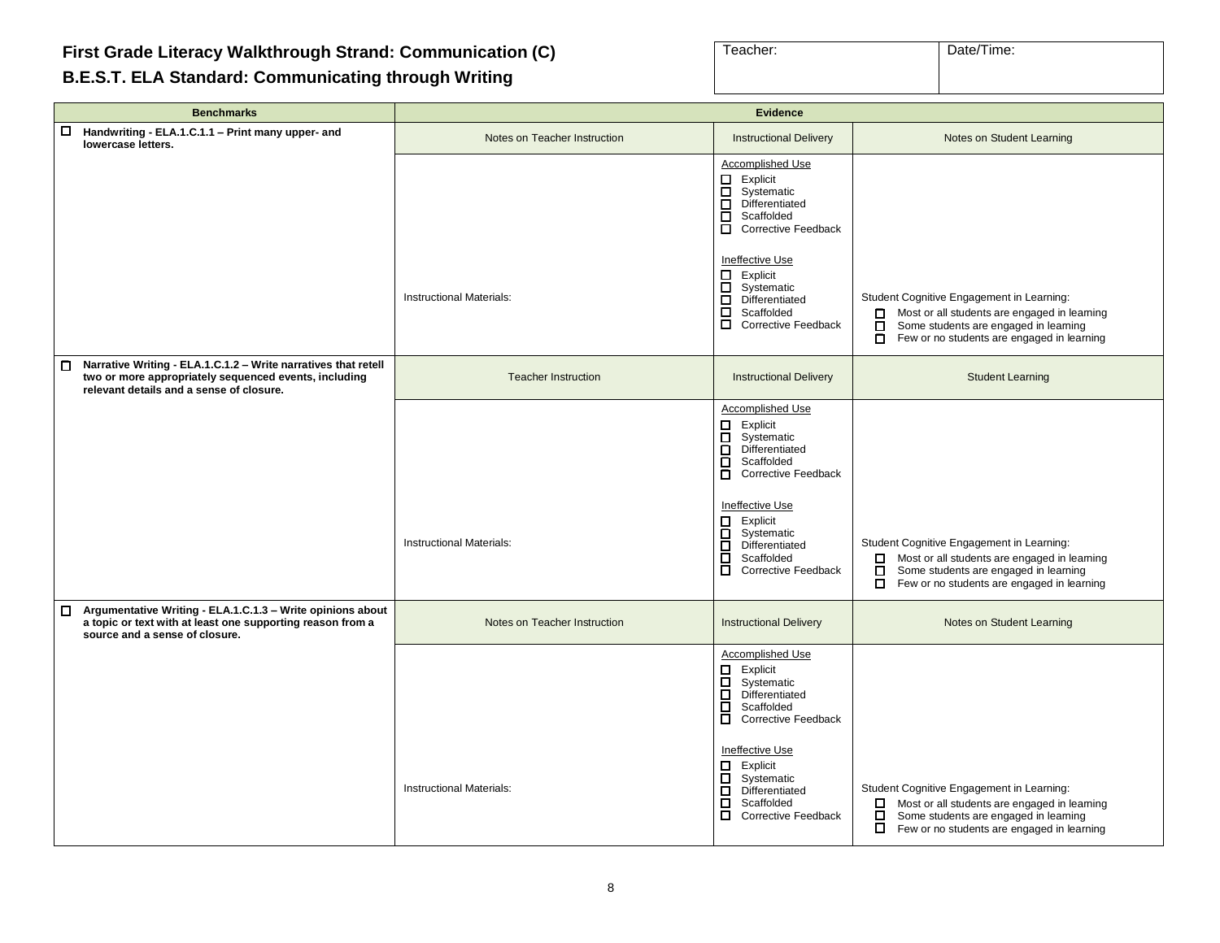**First Grade Literacy Walkthrough Strand: Communication (C)**

**B.E.S.T. ELA Standard: Communicating through Writing**

| Teacher: | Date/Time: |
|---|---|
| | |

| Benchmarks | Evidence | | |
|---|---|---|---|
| ☐ **Handwriting - ELA.1.C.1.1 – Print many upper- and lowercase letters.** | Notes on Teacher Instruction | Instructional Delivery | Notes on Student Learning |
| | Instructional Materials: | Accomplished Use<br>☐ Explicit<br>☐ Systematic<br>☐ Differentiated<br>☐ Scaffolded<br>☐ Corrective Feedback<br><br>Ineffective Use<br>☐ Explicit<br>☐ Systematic<br>☐ Differentiated<br>☐ Scaffolded<br>☐ Corrective Feedback | Student Cognitive Engagement in Learning:<br>☐ Most or all students are engaged in learning<br>☐ Some students are engaged in learning<br>☐ Few or no students are engaged in learning |
| ☐ **Narrative Writing - ELA.1.C.1.2 – Write narratives that retell two or more appropriately sequenced events, including relevant details and a sense of closure.** | Teacher Instruction | Instructional Delivery | Student Learning |
| | Instructional Materials: | Accomplished Use<br>☐ Explicit<br>☐ Systematic<br>☐ Differentiated<br>☐ Scaffolded<br>☐ Corrective Feedback<br><br>Ineffective Use<br>☐ Explicit<br>☐ Systematic<br>☐ Differentiated<br>☐ Scaffolded<br>☐ Corrective Feedback | Student Cognitive Engagement in Learning:<br>☐ Most or all students are engaged in learning<br>☐ Some students are engaged in learning<br>☐ Few or no students are engaged in learning |
| ☐ **Argumentative Writing - ELA.1.C.1.3 – Write opinions about a topic or text with at least one supporting reason from a source and a sense of closure.** | Notes on Teacher Instruction | Instructional Delivery | Notes on Student Learning |
| | Instructional Materials: | Accomplished Use<br>☐ Explicit<br>☐ Systematic<br>☐ Differentiated<br>☐ Scaffolded<br>☐ Corrective Feedback<br><br>Ineffective Use<br>☐ Explicit<br>☐ Systematic<br>☐ Differentiated<br>☐ Scaffolded<br>☐ Corrective Feedback | Student Cognitive Engagement in Learning:<br>☐ Most or all students are engaged in learning<br>☐ Some students are engaged in learning<br>☐ Few or no students are engaged in learning |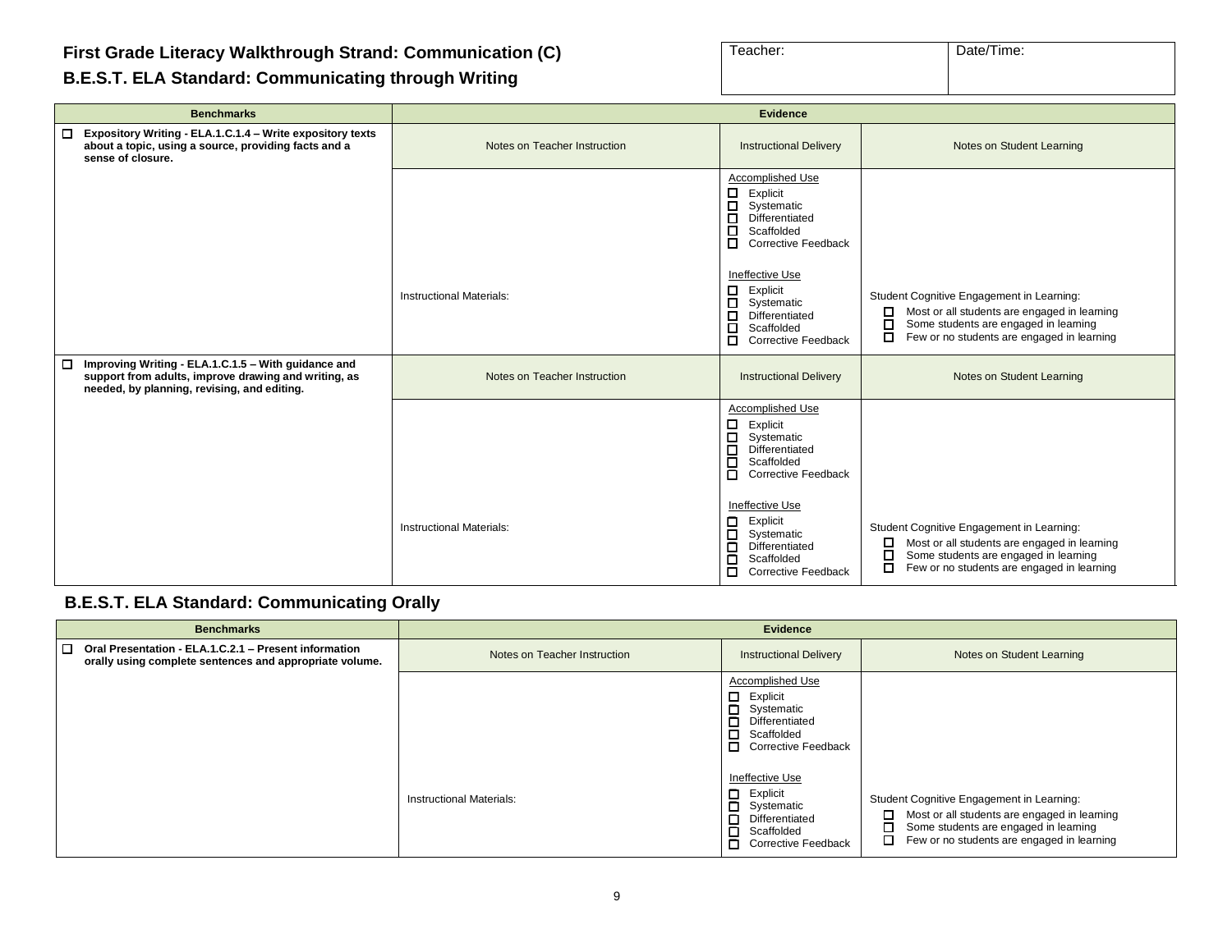## First Grade Literacy Walkthrough Strand: Communication (C)

## B.E.S.T. ELA Standard: Communicating through Writing

| Teacher: | Date/Time: |
|---|---|
| | |

| Benchmarks | Evidence | | |
|---|---|---|---|
| ☐ **Expository Writing - ELA.1.C.1.4 – Write expository texts about a topic, using a source, providing facts and a sense of closure.** | Notes on Teacher Instruction | Instructional Delivery | Notes on Student Learning |
| | Instructional Materials: | Accomplished Use<br>☐ Explicit<br>☐ Systematic<br>☐ Differentiated<br>☐ Scaffolded<br>☐ Corrective Feedback<br><br>Ineffective Use<br>☐ Explicit<br>☐ Systematic<br>☐ Differentiated<br>☐ Scaffolded<br>☐ Corrective Feedback | Student Cognitive Engagement in Learning:<br>☐ Most or all students are engaged in learning<br>☐ Some students are engaged in learning<br>☐ Few or no students are engaged in learning |
| ☐ **Improving Writing - ELA.1.C.1.5 – With guidance and support from adults, improve drawing and writing, as needed, by planning, revising, and editing.** | Notes on Teacher Instruction | Instructional Delivery | Notes on Student Learning |
| | Instructional Materials: | Accomplished Use<br>☐ Explicit<br>☐ Systematic<br>☐ Differentiated<br>☐ Scaffolded<br>☐ Corrective Feedback<br><br>Ineffective Use<br>☐ Explicit<br>☐ Systematic<br>☐ Differentiated<br>☐ Scaffolded<br>☐ Corrective Feedback | Student Cognitive Engagement in Learning:<br>☐ Most or all students are engaged in learning<br>☐ Some students are engaged in learning<br>☐ Few or no students are engaged in learning |

## B.E.S.T. ELA Standard: Communicating Orally

| Benchmarks | Evidence | | |
|---|---|---|---|
| ☐ **Oral Presentation - ELA.1.C.2.1 – Present information orally using complete sentences and appropriate volume.** | Notes on Teacher Instruction | Instructional Delivery | Notes on Student Learning |
| | Instructional Materials: | Accomplished Use<br>☐ Explicit<br>☐ Systematic<br>☐ Differentiated<br>☐ Scaffolded<br>☐ Corrective Feedback<br><br>Ineffective Use<br>☐ Explicit<br>☐ Systematic<br>☐ Differentiated<br>☐ Scaffolded<br>☐ Corrective Feedback | Student Cognitive Engagement in Learning:<br>☐ Most or all students are engaged in learning<br>☐ Some students are engaged in learning<br>☐ Few or no students are engaged in learning |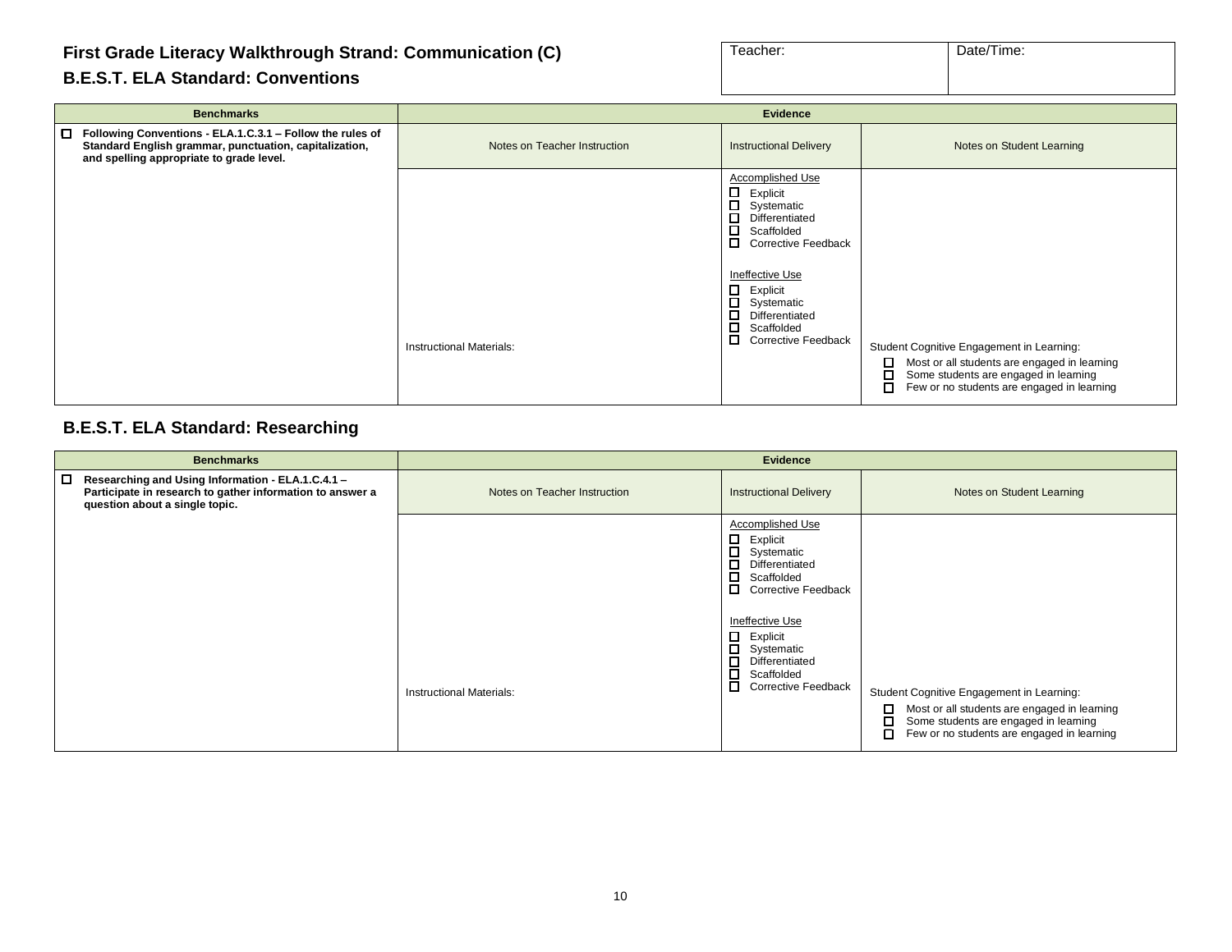# First Grade Literacy Walkthrough Strand: Communication (C)

## B.E.S.T. ELA Standard: Conventions

| Teacher: | Date/Time: |
|---|---|
| | |

| Benchmarks | Evidence | | |
|---|---|---|---|
| ☐ **Following Conventions - ELA.1.C.3.1 – Follow the rules of Standard English grammar, punctuation, capitalization, and spelling appropriate to grade level.** | Notes on Teacher Instruction | Instructional Delivery | Notes on Student Learning |
| | Instructional Materials: | Accomplished Use<br>☐ Explicit<br>☐ Systematic<br>☐ Differentiated<br>☐ Scaffolded<br>☐ Corrective Feedback<br><br>Ineffective Use<br>☐ Explicit<br>☐ Systematic<br>☐ Differentiated<br>☐ Scaffolded<br>☐ Corrective Feedback | Student Cognitive Engagement in Learning:<br>☐ Most or all students are engaged in learning<br>☐ Some students are engaged in learning<br>☐ Few or no students are engaged in learning |

## B.E.S.T. ELA Standard: Researching

| Benchmarks | Evidence | | |
|---|---|---|---|
| ☐ **Researching and Using Information - ELA.1.C.4.1 – Participate in research to gather information to answer a question about a single topic.** | Notes on Teacher Instruction | Instructional Delivery | Notes on Student Learning |
| | Instructional Materials: | Accomplished Use<br>☐ Explicit<br>☐ Systematic<br>☐ Differentiated<br>☐ Scaffolded<br>☐ Corrective Feedback<br><br>Ineffective Use<br>☐ Explicit<br>☐ Systematic<br>☐ Differentiated<br>☐ Scaffolded<br>☐ Corrective Feedback | Student Cognitive Engagement in Learning:<br>☐ Most or all students are engaged in learning<br>☐ Some students are engaged in learning<br>☐ Few or no students are engaged in learning |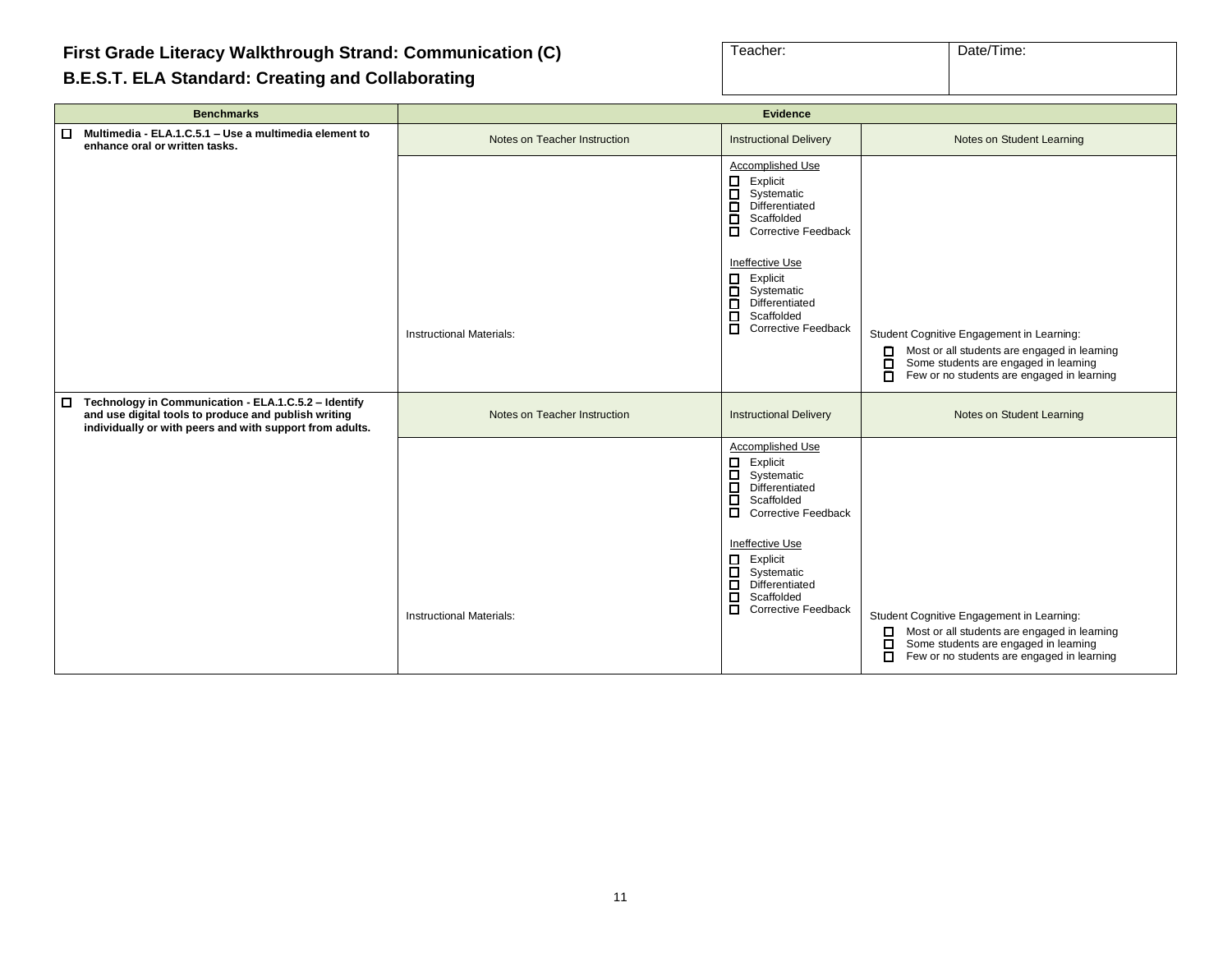# First Grade Literacy Walkthrough Strand: Communication (C)

## B.E.S.T. ELA Standard: Creating and Collaborating

| Teacher: | Date/Time: |
|---|---|
| | |

| Benchmarks | Evidence | | |
|---|---|---|---|
| ☐ **Multimedia - ELA.1.C.5.1 – Use a multimedia element to enhance oral or written tasks.** | Notes on Teacher Instruction | Instructional Delivery | Notes on Student Learning |
| | Instructional Materials: | Accomplished Use<br>☐ Explicit<br>☐ Systematic<br>☐ Differentiated<br>☐ Scaffolded<br>☐ Corrective Feedback<br><br>Ineffective Use<br>☐ Explicit<br>☐ Systematic<br>☐ Differentiated<br>☐ Scaffolded<br>☐ Corrective Feedback | Student Cognitive Engagement in Learning:<br>☐ Most or all students are engaged in learning<br>☐ Some students are engaged in learning<br>☐ Few or no students are engaged in learning |
| ☐ **Technology in Communication - ELA.1.C.5.2 – Identify and use digital tools to produce and publish writing individually or with peers and with support from adults.** | Notes on Teacher Instruction | Instructional Delivery | Notes on Student Learning |
| | Instructional Materials: | Accomplished Use<br>☐ Explicit<br>☐ Systematic<br>☐ Differentiated<br>☐ Scaffolded<br>☐ Corrective Feedback<br><br>Ineffective Use<br>☐ Explicit<br>☐ Systematic<br>☐ Differentiated<br>☐ Scaffolded<br>☐ Corrective Feedback | Student Cognitive Engagement in Learning:<br>☐ Most or all students are engaged in learning<br>☐ Some students are engaged in learning<br>☐ Few or no students are engaged in learning |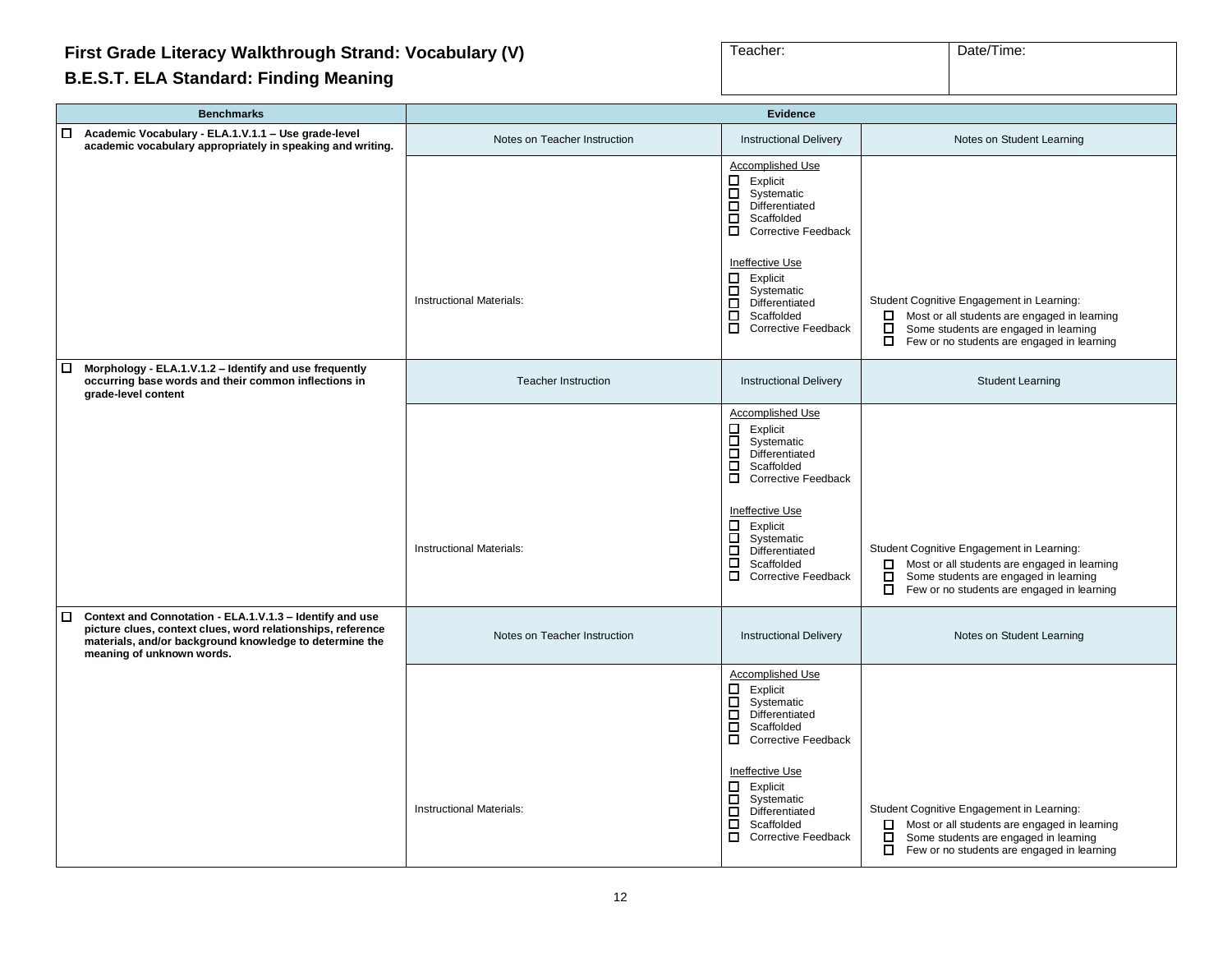## First Grade Literacy Walkthrough Strand: Vocabulary (V)

### B.E.S.T. ELA Standard: Finding Meaning

| Teacher: | Date/Time: |
|---|---|
| | |

| Benchmarks | Evidence | | |
|---|---|---|---|
| ☐ **Academic Vocabulary - ELA.1.V.1.1 – Use grade-level academic vocabulary appropriately in speaking and writing.** | Notes on Teacher Instruction | Instructional Delivery | Notes on Student Learning |
| | Instructional Materials: | Accomplished Use<br>☐ Explicit<br>☐ Systematic<br>☐ Differentiated<br>☐ Scaffolded<br>☐ Corrective Feedback<br><br>Ineffective Use<br>☐ Explicit<br>☐ Systematic<br>☐ Differentiated<br>☐ Scaffolded<br>☐ Corrective Feedback | Student Cognitive Engagement in Learning:<br>☐ Most or all students are engaged in learning<br>☐ Some students are engaged in learning<br>☐ Few or no students are engaged in learning |
| ☐ **Morphology - ELA.1.V.1.2 – Identify and use frequently occurring base words and their common inflections in grade-level content** | Teacher Instruction | Instructional Delivery | Student Learning |
| | Instructional Materials: | Accomplished Use<br>☐ Explicit<br>☐ Systematic<br>☐ Differentiated<br>☐ Scaffolded<br>☐ Corrective Feedback<br><br>Ineffective Use<br>☐ Explicit<br>☐ Systematic<br>☐ Differentiated<br>☐ Scaffolded<br>☐ Corrective Feedback | Student Cognitive Engagement in Learning:<br>☐ Most or all students are engaged in learning<br>☐ Some students are engaged in learning<br>☐ Few or no students are engaged in learning |
| ☐ **Context and Connotation - ELA.1.V.1.3 – Identify and use picture clues, context clues, word relationships, reference materials, and/or background knowledge to determine the meaning of unknown words.** | Notes on Teacher Instruction | Instructional Delivery | Notes on Student Learning |
| | Instructional Materials: | Accomplished Use<br>☐ Explicit<br>☐ Systematic<br>☐ Differentiated<br>☐ Scaffolded<br>☐ Corrective Feedback<br><br>Ineffective Use<br>☐ Explicit<br>☐ Systematic<br>☐ Differentiated<br>☐ Scaffolded<br>☐ Corrective Feedback | Student Cognitive Engagement in Learning:<br>☐ Most or all students are engaged in learning<br>☐ Some students are engaged in learning<br>☐ Few or no students are engaged in learning |